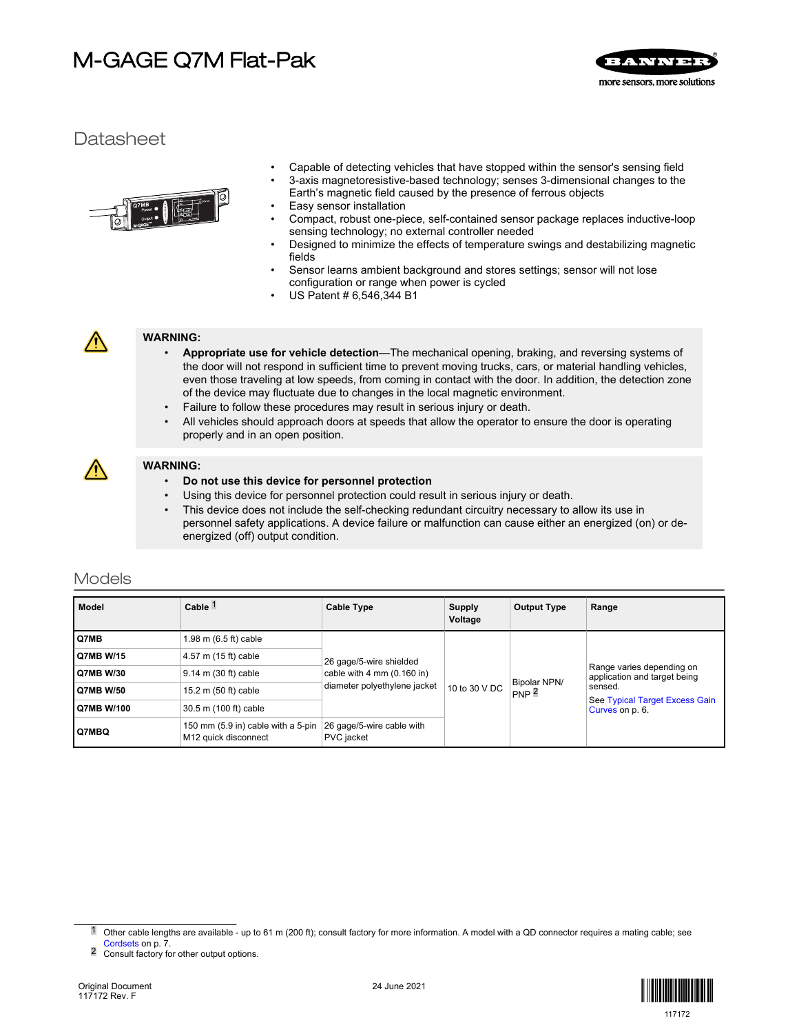# M-GAGE Q7M Flat-Pak

## Datasheet

- Capable of detecting vehicles that have stopped within the sensor's sensing field
- 3-axis magnetoresistive-based technology; senses 3-dimensional changes to the Earth's magnetic field caused by the presence of ferrous objects
- Easy sensor installation
- Compact, robust one-piece, self-contained sensor package replaces inductive-loop sensing technology; no external controller needed
- Designed to minimize the effects of temperature swings and destabilizing magnetic fields
- Sensor learns ambient background and stores settings; sensor will not lose configuration or range when power is cycled
- US Patent # 6,546,344 B1

**WARNING:**

- **Appropriate use for vehicle detection**—The mechanical opening, braking, and reversing systems of the door will not respond in sufficient time to prevent moving trucks, cars, or material handling vehicles, even those traveling at low speeds, from coming in contact with the door. In addition, the detection zone of the device may fluctuate due to changes in the local magnetic environment.
- Failure to follow these procedures may result in serious injury or death.
- All vehicles should approach doors at speeds that allow the operator to ensure the door is operating properly and in an open position.

**WARNING:**

- **Do not use this device for personnel protection**
- Using this device for personnel protection could result in serious injury or death.
- This device does not include the self-checking redundant circuitry necessary to allow its use in personnel safety applications. A device failure or malfunction can cause either an energized (on) or de-energized (off) output condition.

## Models

| Model | Cable [1] | Cable Type | Supply Voltage | Output Type | Range |
|---|---|---|---|---|---|
| Q7MB | 1.98 m (6.5 ft) cable | 26 gage/5-wire shielded cable with 4 mm (0.160 in) diameter polyethylene jacket | 10 to 30 V DC | Bipolar NPN/ PNP [2] | Range varies depending on application and target being sensed. See Typical Target Excess Gain Curves on p. 6. |
| Q7MB W/15 | 4.57 m (15 ft) cable | | | | |
| Q7MB W/30 | 9.14 m (30 ft) cable | | | | |
| Q7MB W/50 | 15.2 m (50 ft) cable | | | | |
| Q7MB W/100 | 30.5 m (100 ft) cable | | | | |
| Q7MBQ | 150 mm (5.9 in) cable with a 5-pin M12 quick disconnect | 26 gage/5-wire cable with PVC jacket | | | |

[1] Other cable lengths are available - up to 61 m (200 ft); consult factory for more information. A model with a QD connector requires a mating cable; see Cordsets on p. 7.

[2] Consult factory for other output options.

Original Document
117172 Rev. F

24 June 2021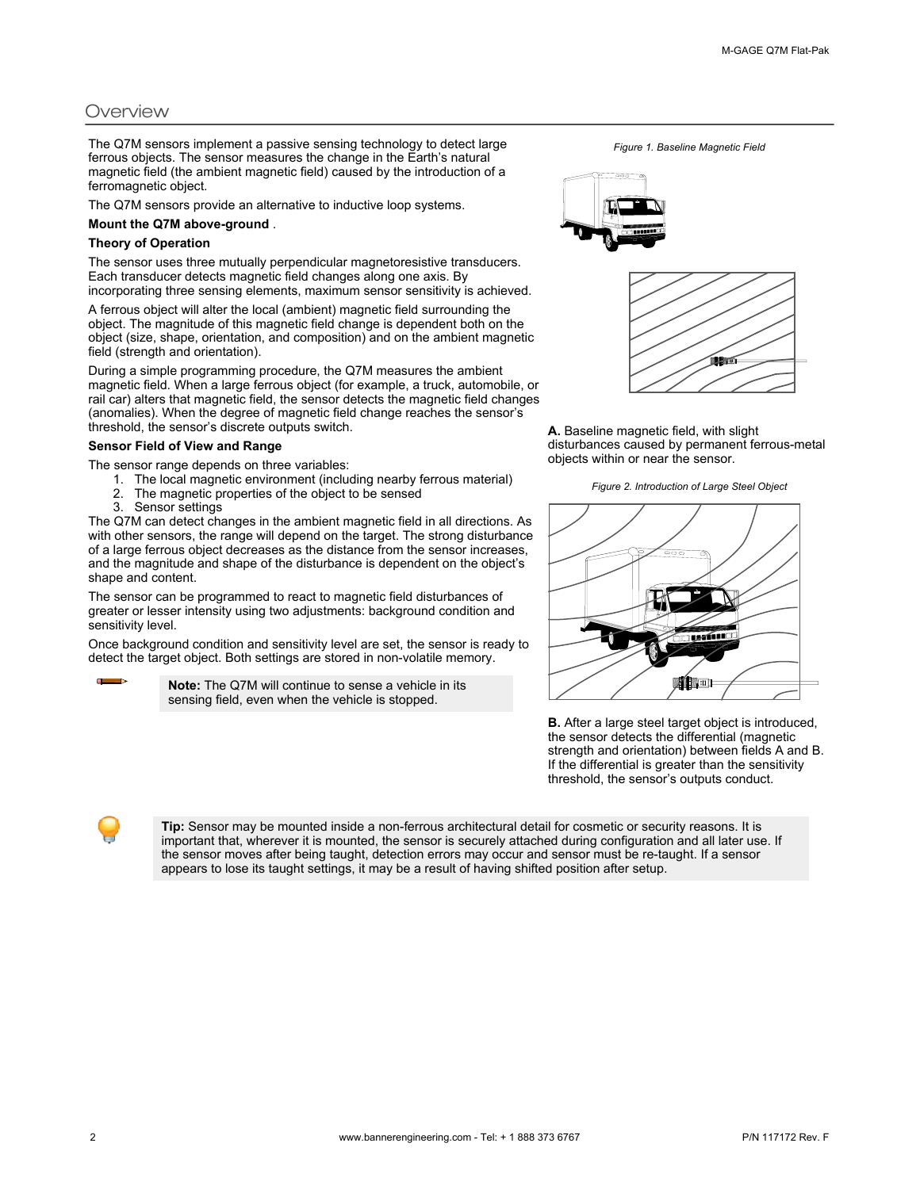## Overview

The Q7M sensors implement a passive sensing technology to detect large ferrous objects. The sensor measures the change in the Earth's natural magnetic field (the ambient magnetic field) caused by the introduction of a ferromagnetic object.

The Q7M sensors provide an alternative to inductive loop systems.

**Mount the Q7M above-ground** .

**Theory of Operation**

The sensor uses three mutually perpendicular magnetoresistive transducers. Each transducer detects magnetic field changes along one axis. By incorporating three sensing elements, maximum sensor sensitivity is achieved.

A ferrous object will alter the local (ambient) magnetic field surrounding the object. The magnitude of this magnetic field change is dependent both on the object (size, shape, orientation, and composition) and on the ambient magnetic field (strength and orientation).

During a simple programming procedure, the Q7M measures the ambient magnetic field. When a large ferrous object (for example, a truck, automobile, or rail car) alters that magnetic field, the sensor detects the magnetic field changes (anomalies). When the degree of magnetic field change reaches the sensor's threshold, the sensor's discrete outputs switch.

**Sensor Field of View and Range**

The sensor range depends on three variables:

1. The local magnetic environment (including nearby ferrous material)
2. The magnetic properties of the object to be sensed
3. Sensor settings

The Q7M can detect changes in the ambient magnetic field in all directions. As with other sensors, the range will depend on the target. The strong disturbance of a large ferrous object decreases as the distance from the sensor increases, and the magnitude and shape of the disturbance is dependent on the object's shape and content.

The sensor can be programmed to react to magnetic field disturbances of greater or lesser intensity using two adjustments: background condition and sensitivity level.

Once background condition and sensitivity level are set, the sensor is ready to detect the target object. Both settings are stored in non-volatile memory.

**Note:** The Q7M will continue to sense a vehicle in its sensing field, even when the vehicle is stopped.

*Figure 1. Baseline Magnetic Field*

**A.** Baseline magnetic field, with slight disturbances caused by permanent ferrous-metal objects within or near the sensor.

*Figure 2. Introduction of Large Steel Object*

**B.** After a large steel target object is introduced, the sensor detects the differential (magnetic strength and orientation) between fields A and B. If the differential is greater than the sensitivity threshold, the sensor's outputs conduct.

**Tip:** Sensor may be mounted inside a non-ferrous architectural detail for cosmetic or security reasons. It is important that, wherever it is mounted, the sensor is securely attached during configuration and all later use. If the sensor moves after being taught, detection errors may occur and sensor must be re-taught. If a sensor appears to lose its taught settings, it may be a result of having shifted position after setup.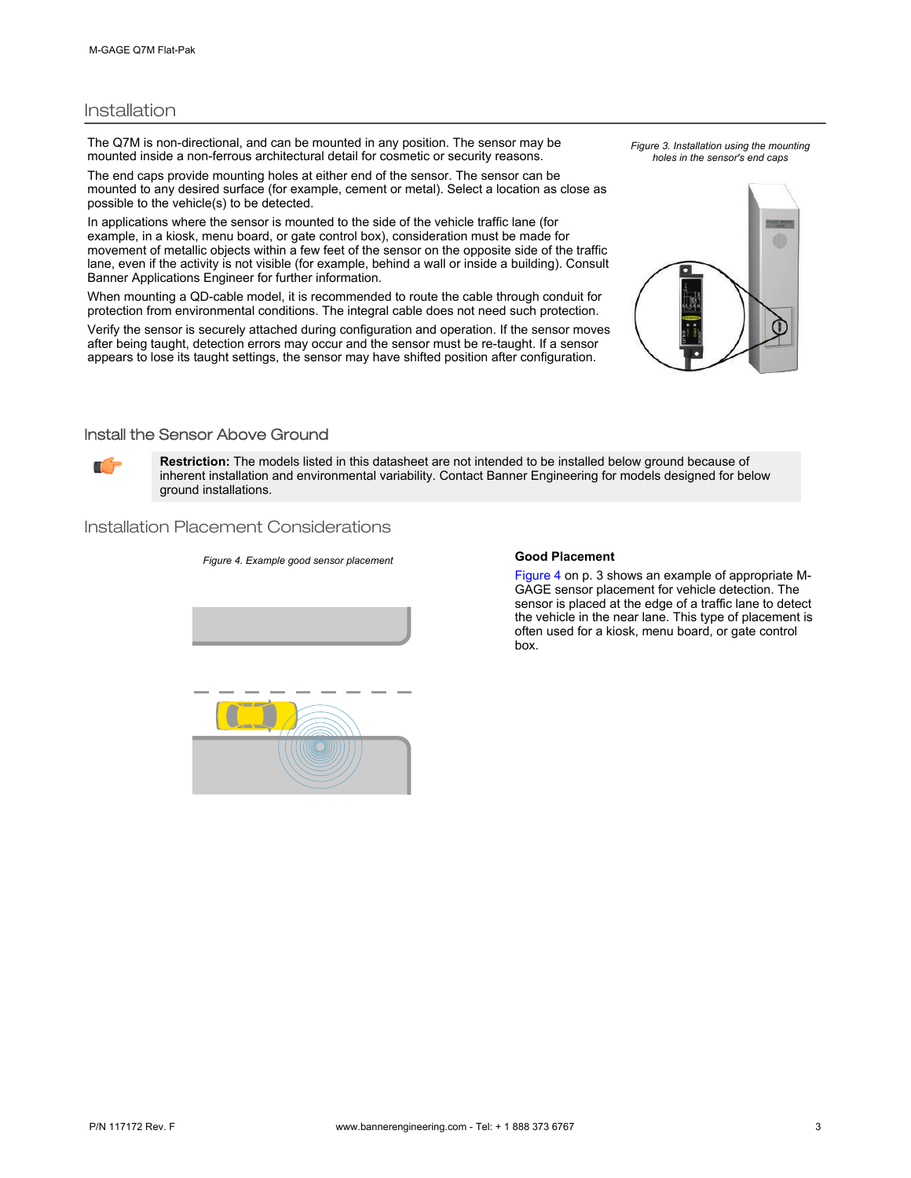## Installation

The Q7M is non-directional, and can be mounted in any position. The sensor may be mounted inside a non-ferrous architectural detail for cosmetic or security reasons.

The end caps provide mounting holes at either end of the sensor. The sensor can be mounted to any desired surface (for example, cement or metal). Select a location as close as possible to the vehicle(s) to be detected.

In applications where the sensor is mounted to the side of the vehicle traffic lane (for example, in a kiosk, menu board, or gate control box), consideration must be made for movement of metallic objects within a few feet of the sensor on the opposite side of the traffic lane, even if the activity is not visible (for example, behind a wall or inside a building). Consult Banner Applications Engineer for further information.

When mounting a QD-cable model, it is recommended to route the cable through conduit for protection from environmental conditions. The integral cable does not need such protection.

Verify the sensor is securely attached during configuration and operation. If the sensor moves after being taught, detection errors may occur and the sensor must be re-taught. If a sensor appears to lose its taught settings, the sensor may have shifted position after configuration.

*Figure 3. Installation using the mounting holes in the sensor's end caps*

### Install the Sensor Above Ground

**Restriction:** The models listed in this datasheet are not intended to be installed below ground because of inherent installation and environmental variability. Contact Banner Engineering for models designed for below ground installations.

## Installation Placement Considerations

*Figure 4. Example good sensor placement*

**Good Placement**

Figure 4 on p. 3 shows an example of appropriate M-GAGE sensor placement for vehicle detection. The sensor is placed at the edge of a traffic lane to detect the vehicle in the near lane. This type of placement is often used for a kiosk, menu board, or gate control box.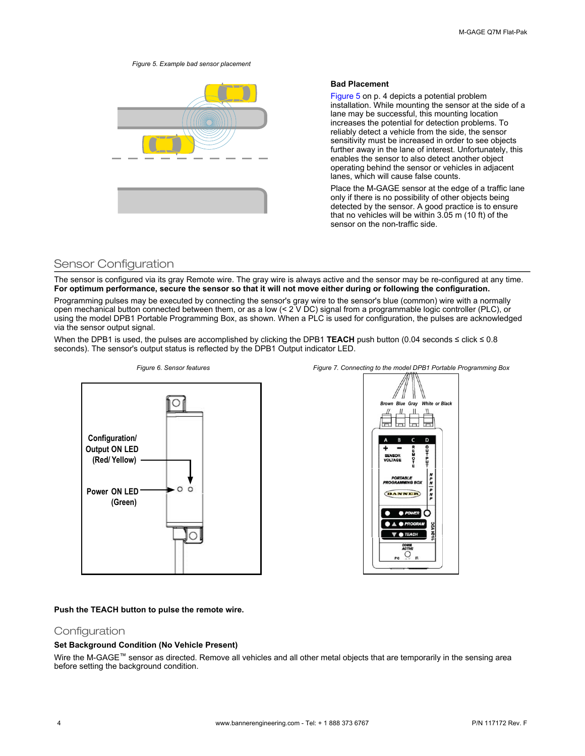Figure 5. Example bad sensor placement

**Bad Placement**

Figure 5 on p. 4 depicts a potential problem installation. While mounting the sensor at the side of a lane may be successful, this mounting location increases the potential for detection problems. To reliably detect a vehicle from the side, the sensor sensitivity must be increased in order to see objects further away in the lane of interest. Unfortunately, this enables the sensor to also detect another object operating behind the sensor or vehicles in adjacent lanes, which will cause false counts.

Place the M-GAGE sensor at the edge of a traffic lane only if there is no possibility of other objects being detected by the sensor. A good practice is to ensure that no vehicles will be within 3.05 m (10 ft) of the sensor on the non-traffic side.

## Sensor Configuration

The sensor is configured via its gray Remote wire. The gray wire is always active and the sensor may be re-configured at any time. **For optimum performance, secure the sensor so that it will not move either during or following the configuration.**

Programming pulses may be executed by connecting the sensor's gray wire to the sensor's blue (common) wire with a normally open mechanical button connected between them, or as a low (< 2 V DC) signal from a programmable logic controller (PLC), or using the model DPB1 Portable Programming Box, as shown. When a PLC is used for configuration, the pulses are acknowledged via the sensor output signal.

When the DPB1 is used, the pulses are accomplished by clicking the DPB1 **TEACH** push button (0.04 seconds ≤ click ≤ 0.8 seconds). The sensor's output status is reflected by the DPB1 Output indicator LED.

Figure 6. Sensor features

Configuration/ Output ON LED (Red/ Yellow)

Power ON LED (Green)

Figure 7. Connecting to the model DPB1 Portable Programming Box

Brown Blue Gray White or Black

A B C D

+ − SENSOR VOLTAGE REMOTE OUTPUT NPN PNP

PORTABLE PROGRAMMING BOX

BANNER

POWER

PROGRAM

TEACH

11-24 VDC

COMM. ACTIVE

PC R

**Push the TEACH button to pulse the remote wire.**

## Configuration

**Set Background Condition (No Vehicle Present)**

Wire the M-GAGE™ sensor as directed. Remove all vehicles and all other metal objects that are temporarily in the sensing area before setting the background condition.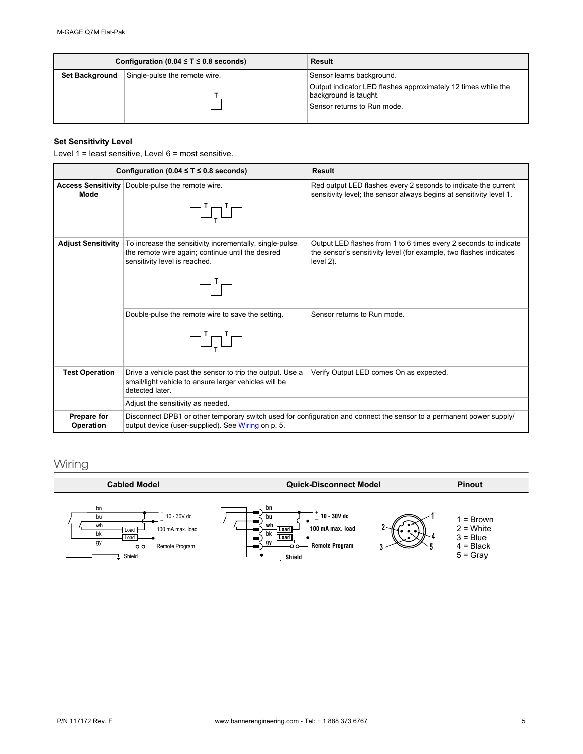| Configuration (0.04 ≤ T ≤ 0.8 seconds) | | Result |
|---|---|---|
| **Set Background** | Single-pulse the remote wire. | Sensor learns background. Output indicator LED flashes approximately 12 times while the background is taught. Sensor returns to Run mode. |

### Set Sensitivity Level

Level 1 = least sensitive, Level 6 = most sensitive.

| Configuration (0.04 ≤ T ≤ 0.8 seconds) | | Result |
|---|---|---|
| **Access Sensitivity Mode** | Double-pulse the remote wire. | Red output LED flashes every 2 seconds to indicate the current sensitivity level; the sensor always begins at sensitivity level 1. |
| **Adjust Sensitivity** | To increase the sensitivity incrementally, single-pulse the remote wire again; continue until the desired sensitivity level is reached. | Output LED flashes from 1 to 6 times every 2 seconds to indicate the sensor's sensitivity level (for example, two flashes indicates level 2). |
| | Double-pulse the remote wire to save the setting. | Sensor returns to Run mode. |
| **Test Operation** | Drive a vehicle past the sensor to trip the output. Use a small/light vehicle to ensure larger vehicles will be detected later. | Verify Output LED comes On as expected. |
| | Adjust the sensitivity as needed. | |
| **Prepare for Operation** | Disconnect DPB1 or other temporary switch used for configuration and connect the sensor to a permanent power supply/ output device (user-supplied). See Wiring on p. 5. | |

## Wiring

| Cabled Model | Quick-Disconnect Model | Pinout |
|---|---|---|
| bn, bu, wh, bk, gy; Load; Load; + – 10 - 30V dc; 100 mA max. load; Remote Program; Shield | bn, bu, wh, bk, gy; Load; Load; + – 10 - 30V dc; 100 mA max. load; Remote Program; Shield | 1 = Brown<br>2 = White<br>3 = Blue<br>4 = Black<br>5 = Gray |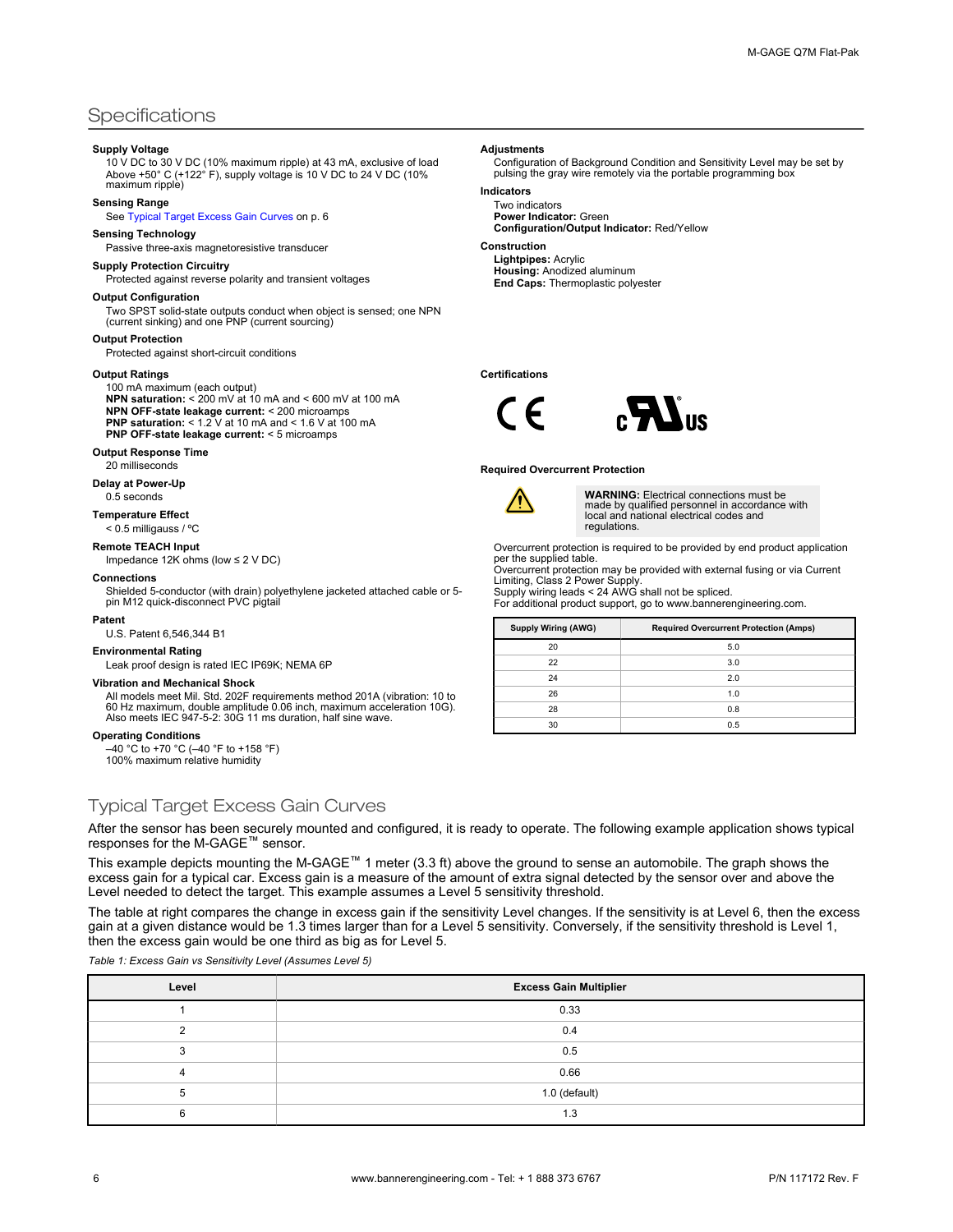## Specifications

**Supply Voltage**

10 V DC to 30 V DC (10% maximum ripple) at 43 mA, exclusive of load
Above +50° C (+122° F), supply voltage is 10 V DC to 24 V DC (10% maximum ripple)

**Sensing Range**

See Typical Target Excess Gain Curves on p. 6

**Sensing Technology**

Passive three-axis magnetoresistive transducer

**Supply Protection Circuitry**

Protected against reverse polarity and transient voltages

**Output Configuration**

Two SPST solid-state outputs conduct when object is sensed; one NPN (current sinking) and one PNP (current sourcing)

**Output Protection**

Protected against short-circuit conditions

**Output Ratings**

100 mA maximum (each output)
**NPN saturation:** < 200 mV at 10 mA and < 600 mV at 100 mA
**NPN OFF-state leakage current:** < 200 microamps
**PNP saturation:** < 1.2 V at 10 mA and < 1.6 V at 100 mA
**PNP OFF-state leakage current:** < 5 microamps

**Output Response Time**

20 milliseconds

**Delay at Power-Up**

0.5 seconds

**Temperature Effect**

< 0.5 milligauss / ºC

**Remote TEACH Input**

Impedance 12K ohms (low ≤ 2 V DC)

**Connections**

Shielded 5-conductor (with drain) polyethylene jacketed attached cable or 5-pin M12 quick-disconnect PVC pigtail

**Patent**

U.S. Patent 6,546,344 B1

**Environmental Rating**

Leak proof design is rated IEC IP69K; NEMA 6P

**Vibration and Mechanical Shock**

All models meet Mil. Std. 202F requirements method 201A (vibration: 10 to 60 Hz maximum, double amplitude 0.06 inch, maximum acceleration 10G). Also meets IEC 947-5-2: 30G 11 ms duration, half sine wave.

**Operating Conditions**

–40 °C to +70 °C (–40 °F to +158 °F)
100% maximum relative humidity

**Adjustments**

Configuration of Background Condition and Sensitivity Level may be set by pulsing the gray wire remotely via the portable programming box

**Indicators**

Two indicators
**Power Indicator:** Green
**Configuration/Output Indicator:** Red/Yellow

**Construction**

**Lightpipes:** Acrylic
**Housing:** Anodized aluminum
**End Caps:** Thermoplastic polyester

**Certifications**

CE c UL us

**Required Overcurrent Protection**

**WARNING:** Electrical connections must be made by qualified personnel in accordance with local and national electrical codes and regulations.

Overcurrent protection is required to be provided by end product application per the supplied table.
Overcurrent protection may be provided with external fusing or via Current Limiting, Class 2 Power Supply.
Supply wiring leads < 24 AWG shall not be spliced.
For additional product support, go to www.bannerengineering.com.

| Supply Wiring (AWG) | Required Overcurrent Protection (Amps) |
|---|---|
| 20 | 5.0 |
| 22 | 3.0 |
| 24 | 2.0 |
| 26 | 1.0 |
| 28 | 0.8 |
| 30 | 0.5 |

## Typical Target Excess Gain Curves

After the sensor has been securely mounted and configured, it is ready to operate. The following example application shows typical responses for the M-GAGE™ sensor.

This example depicts mounting the M-GAGE™ 1 meter (3.3 ft) above the ground to sense an automobile. The graph shows the excess gain for a typical car. Excess gain is a measure of the amount of extra signal detected by the sensor over and above the Level needed to detect the target. This example assumes a Level 5 sensitivity threshold.

The table at right compares the change in excess gain if the sensitivity Level changes. If the sensitivity is at Level 6, then the excess gain at a given distance would be 1.3 times larger than for a Level 5 sensitivity. Conversely, if the sensitivity threshold is Level 1, then the excess gain would be one third as big as for Level 5.

*Table 1: Excess Gain vs Sensitivity Level (Assumes Level 5)*

| Level | Excess Gain Multiplier |
|---|---|
| 1 | 0.33 |
| 2 | 0.4 |
| 3 | 0.5 |
| 4 | 0.66 |
| 5 | 1.0 (default) |
| 6 | 1.3 |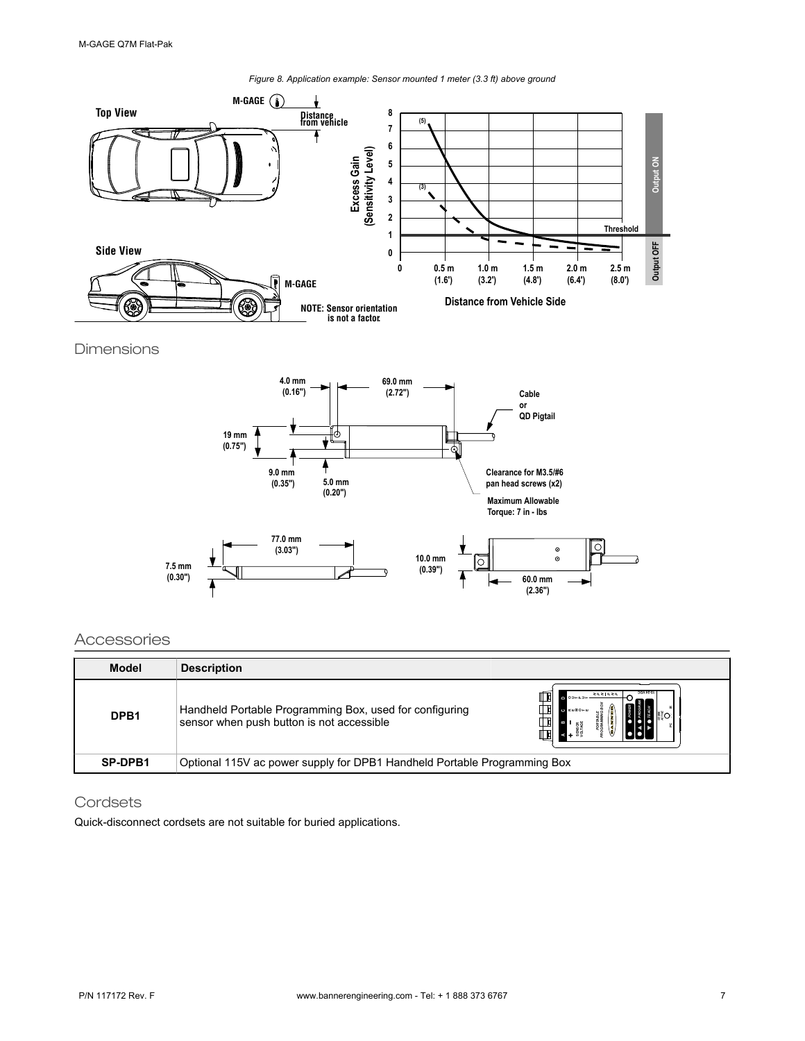*Figure 8. Application example: Sensor mounted 1 meter (3.3 ft) above ground*

Top View

M-GAGE

Distance from vehicle

Side View

M-GAGE

NOTE: Sensor orientation is not a factor.

Excess Gain (Sensitivity Level)

8
7
6
5
4
3
2
1
0

(5)

(3)

Threshold

Output ON

Output OFF

0
0.5 m (1.6')
1.0 m (3.2')
1.5 m (4.8')
2.0 m (6.4')
2.5 m (8.0')

Distance from Vehicle Side

## Dimensions

4.0 mm (0.16")

69.0 mm (2.72")

Cable or QD Pigtail

19 mm (0.75")

9.0 mm (0.35")

5.0 mm (0.20")

Clearance for M3.5/#6 pan head screws (x2)

Maximum Allowable Torque: 7 in - lbs

77.0 mm (3.03")

7.5 mm (0.30")

10.0 mm (0.39")

60.0 mm (2.36")

## Accessories

| Model | Description |
| --- | --- |
| **DPB1** | Handheld Portable Programming Box, used for configuring sensor when push button is not accessible |
| **SP-DPB1** | Optional 115V ac power supply for DPB1 Handheld Portable Programming Box |

## Cordsets

Quick-disconnect cordsets are not suitable for buried applications.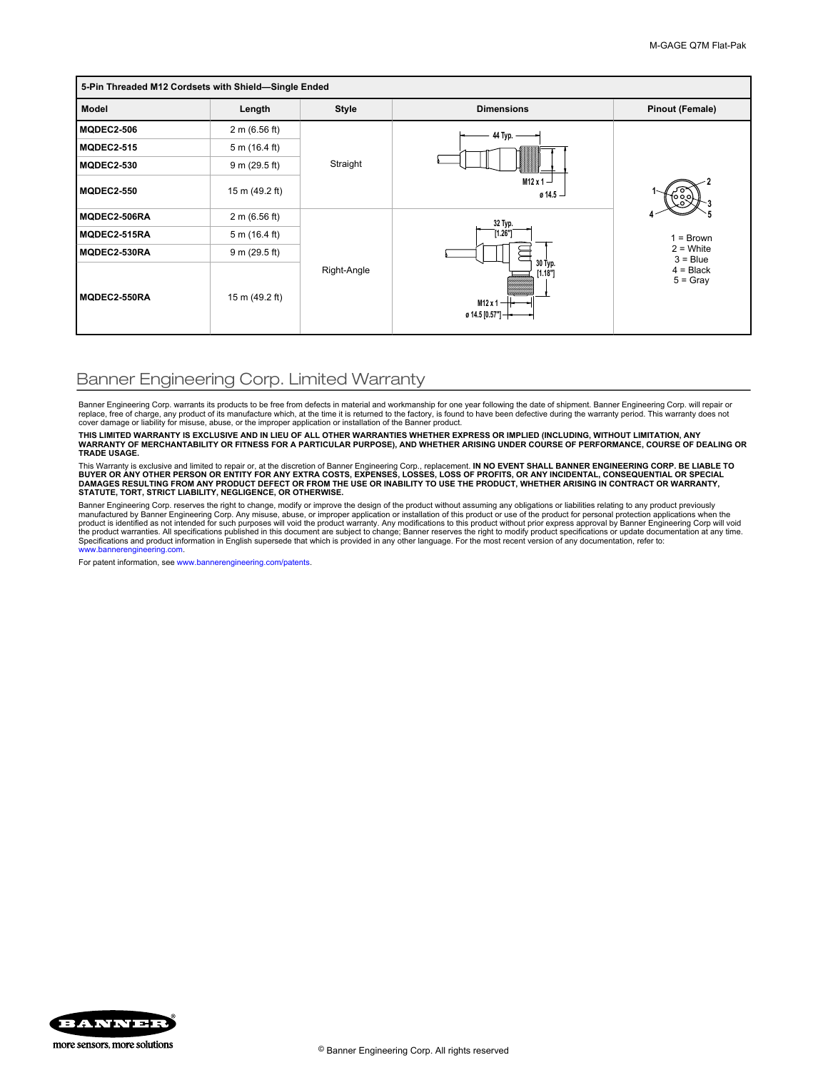| 5-Pin Threaded M12 Cordsets with Shield—Single Ended | | | | |
|---|---|---|---|---|
| **Model** | **Length** | **Style** | **Dimensions** | **Pinout (Female)** |
| MQDEC2-506 | 2 m (6.56 ft) | Straight | 44 Typ.<br>M12 x 1<br>ø 14.5 | 1 = Brown<br>2 = White<br>3 = Blue<br>4 = Black<br>5 = Gray |
| MQDEC2-515 | 5 m (16.4 ft) | | | |
| MQDEC2-530 | 9 m (29.5 ft) | | | |
| MQDEC2-550 | 15 m (49.2 ft) | | | |
| MQDEC2-506RA | 2 m (6.56 ft) | Right-Angle | 32 Typ.<br>[1.26"]<br>30 Typ.<br>[1.18"]<br>M12 x 1<br>ø 14.5 [0.57"] | |
| MQDEC2-515RA | 5 m (16.4 ft) | | | |
| MQDEC2-530RA | 9 m (29.5 ft) | | | |
| MQDEC2-550RA | 15 m (49.2 ft) | | | |

## Banner Engineering Corp. Limited Warranty

Banner Engineering Corp. warrants its products to be free from defects in material and workmanship for one year following the date of shipment. Banner Engineering Corp. will repair or replace, free of charge, any product of its manufacture which, at the time it is returned to the factory, is found to have been defective during the warranty period. This warranty does not cover damage or liability for misuse, abuse, or the improper application or installation of the Banner product.

**THIS LIMITED WARRANTY IS EXCLUSIVE AND IN LIEU OF ALL OTHER WARRANTIES WHETHER EXPRESS OR IMPLIED (INCLUDING, WITHOUT LIMITATION, ANY WARRANTY OF MERCHANTABILITY OR FITNESS FOR A PARTICULAR PURPOSE), AND WHETHER ARISING UNDER COURSE OF PERFORMANCE, COURSE OF DEALING OR TRADE USAGE.**

This Warranty is exclusive and limited to repair or, at the discretion of Banner Engineering Corp., replacement. **IN NO EVENT SHALL BANNER ENGINEERING CORP. BE LIABLE TO BUYER OR ANY OTHER PERSON OR ENTITY FOR ANY EXTRA COSTS, EXPENSES, LOSSES, LOSS OF PROFITS, OR ANY INCIDENTAL, CONSEQUENTIAL OR SPECIAL DAMAGES RESULTING FROM ANY PRODUCT DEFECT OR FROM THE USE OR INABILITY TO USE THE PRODUCT, WHETHER ARISING IN CONTRACT OR WARRANTY, STATUTE, TORT, STRICT LIABILITY, NEGLIGENCE, OR OTHERWISE.**

Banner Engineering Corp. reserves the right to change, modify or improve the design of the product without assuming any obligations or liabilities relating to any product previously manufactured by Banner Engineering Corp. Any misuse, abuse, or improper application or installation of this product or use of the product for personal protection applications when the product is identified as not intended for such purposes will void the product warranty. Any modifications to this product without prior express approval by Banner Engineering Corp will void the product warranties. All specifications published in this document are subject to change; Banner reserves the right to modify product specifications or update documentation at any time. Specifications and product information in English supersede that which is provided in any other language. For the most recent version of any documentation, refer to: www.bannerengineering.com.

For patent information, see www.bannerengineering.com/patents.